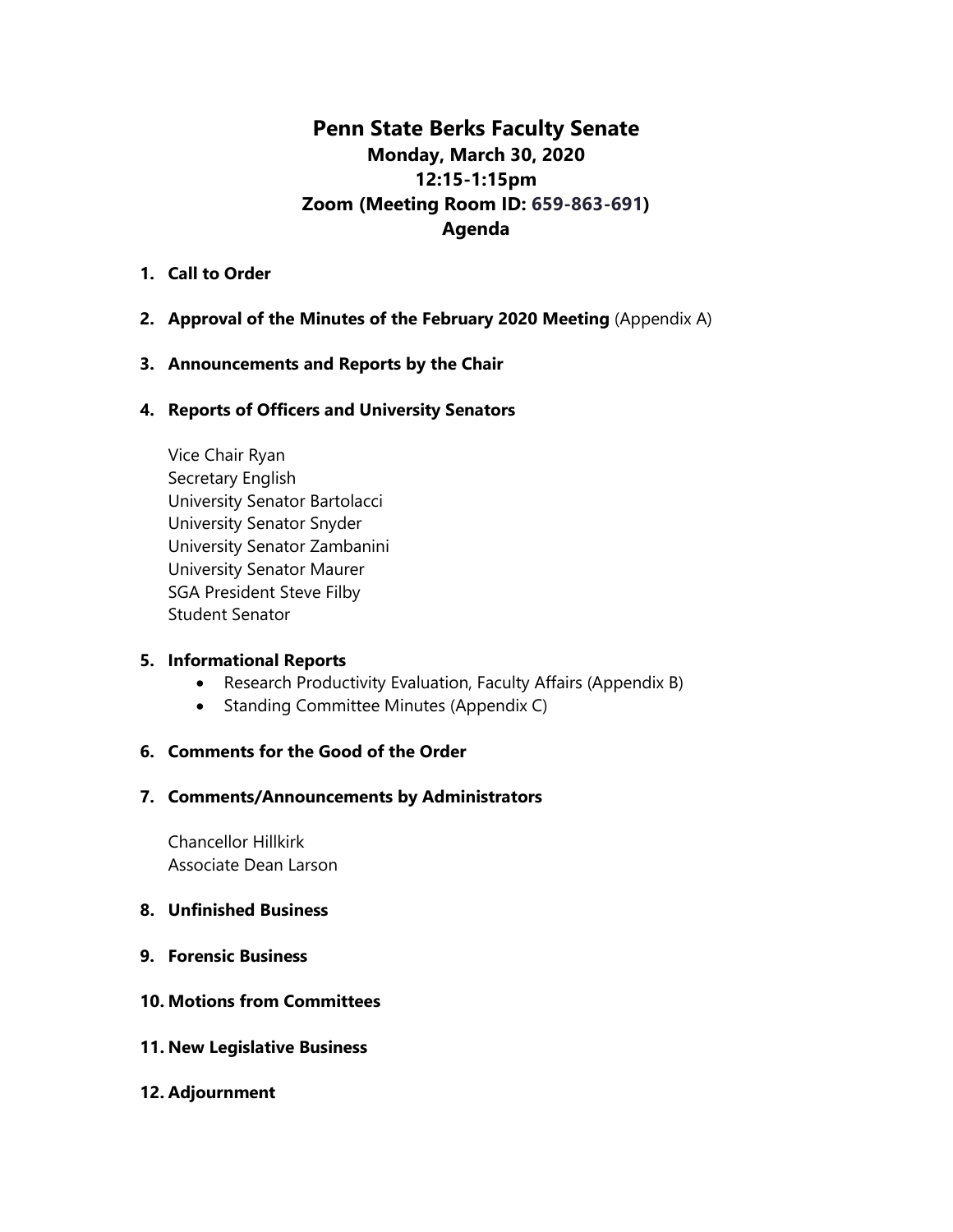# Penn State Berks Faculty Senate

## Monday, March 30, 2020
## 12:15-1:15pm
## Zoom (Meeting Room ID: 659-863-691)
## Agenda

1. **Call to Order**

2. **Approval of the Minutes of the February 2020 Meeting** (Appendix A)

3. **Announcements and Reports by the Chair**

4. **Reports of Officers and University Senators**

   Vice Chair Ryan
   Secretary English
   University Senator Bartolacci
   University Senator Snyder
   University Senator Zambanini
   University Senator Maurer
   SGA President Steve Filby
   Student Senator

5. **Informational Reports**
   - Research Productivity Evaluation, Faculty Affairs (Appendix B)
   - Standing Committee Minutes (Appendix C)

6. **Comments for the Good of the Order**

7. **Comments/Announcements by Administrators**

   Chancellor Hillkirk
   Associate Dean Larson

8. **Unfinished Business**

9. **Forensic Business**

10. **Motions from Committees**

11. **New Legislative Business**

12. **Adjournment**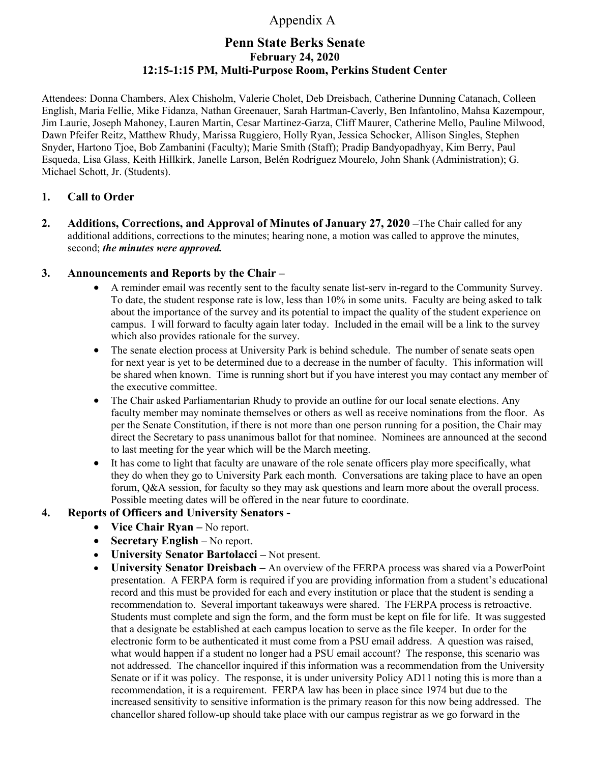# Appendix A

## Penn State Berks Senate
### February 24, 2020
### 12:15-1:15 PM, Multi-Purpose Room, Perkins Student Center

Attendees: Donna Chambers, Alex Chisholm, Valerie Cholet, Deb Dreisbach, Catherine Dunning Catanach, Colleen English, Maria Fellie, Mike Fidanza, Nathan Greenauer, Sarah Hartman-Caverly, Ben Infantolino, Mahsa Kazempour, Jim Laurie, Joseph Mahoney, Lauren Martin, Cesar Martinez-Garza, Cliff Maurer, Catherine Mello, Pauline Milwood, Dawn Pfeifer Reitz, Matthew Rhudy, Marissa Ruggiero, Holly Ryan, Jessica Schocker, Allison Singles, Stephen Snyder, Hartono Tjoe, Bob Zambanini (Faculty); Marie Smith (Staff); Pradip Bandyopadhyay, Kim Berry, Paul Esqueda, Lisa Glass, Keith Hillkirk, Janelle Larson, Belén Rodríguez Mourelo, John Shank (Administration); G. Michael Schott, Jr. (Students).

1. **Call to Order**

2. **Additions, Corrections, and Approval of Minutes of January 27, 2020 –** The Chair called for any additional additions, corrections to the minutes; hearing none, a motion was called to approve the minutes, second; ***the minutes were approved.***

3. **Announcements and Reports by the Chair –**
   - A reminder email was recently sent to the faculty senate list-serv in-regard to the Community Survey. To date, the student response rate is low, less than 10% in some units. Faculty are being asked to talk about the importance of the survey and its potential to impact the quality of the student experience on campus. I will forward to faculty again later today. Included in the email will be a link to the survey which also provides rationale for the survey.
   - The senate election process at University Park is behind schedule. The number of senate seats open for next year is yet to be determined due to a decrease in the number of faculty. This information will be shared when known. Time is running short but if you have interest you may contact any member of the executive committee.
   - The Chair asked Parliamentarian Rhudy to provide an outline for our local senate elections. Any faculty member may nominate themselves or others as well as receive nominations from the floor. As per the Senate Constitution, if there is not more than one person running for a position, the Chair may direct the Secretary to pass unanimous ballot for that nominee. Nominees are announced at the second to last meeting for the year which will be the March meeting.
   - It has come to light that faculty are unaware of the role senate officers play more specifically, what they do when they go to University Park each month. Conversations are taking place to have an open forum, Q&A session, for faculty so they may ask questions and learn more about the overall process. Possible meeting dates will be offered in the near future to coordinate.

4. **Reports of Officers and University Senators -**
   - **Vice Chair Ryan –** No report.
   - **Secretary English** – No report.
   - **University Senator Bartolacci –** Not present.
   - **University Senator Dreisbach –** An overview of the FERPA process was shared via a PowerPoint presentation. A FERPA form is required if you are providing information from a student's educational record and this must be provided for each and every institution or place that the student is sending a recommendation to. Several important takeaways were shared. The FERPA process is retroactive. Students must complete and sign the form, and the form must be kept on file for life. It was suggested that a designate be established at each campus location to serve as the file keeper. In order for the electronic form to be authenticated it must come from a PSU email address. A question was raised, what would happen if a student no longer had a PSU email account? The response, this scenario was not addressed. The chancellor inquired if this information was a recommendation from the University Senate or if it was policy. The response, it is under university Policy AD11 noting this is more than a recommendation, it is a requirement. FERPA law has been in place since 1974 but due to the increased sensitivity to sensitive information is the primary reason for this now being addressed. The chancellor shared follow-up should take place with our campus registrar as we go forward in the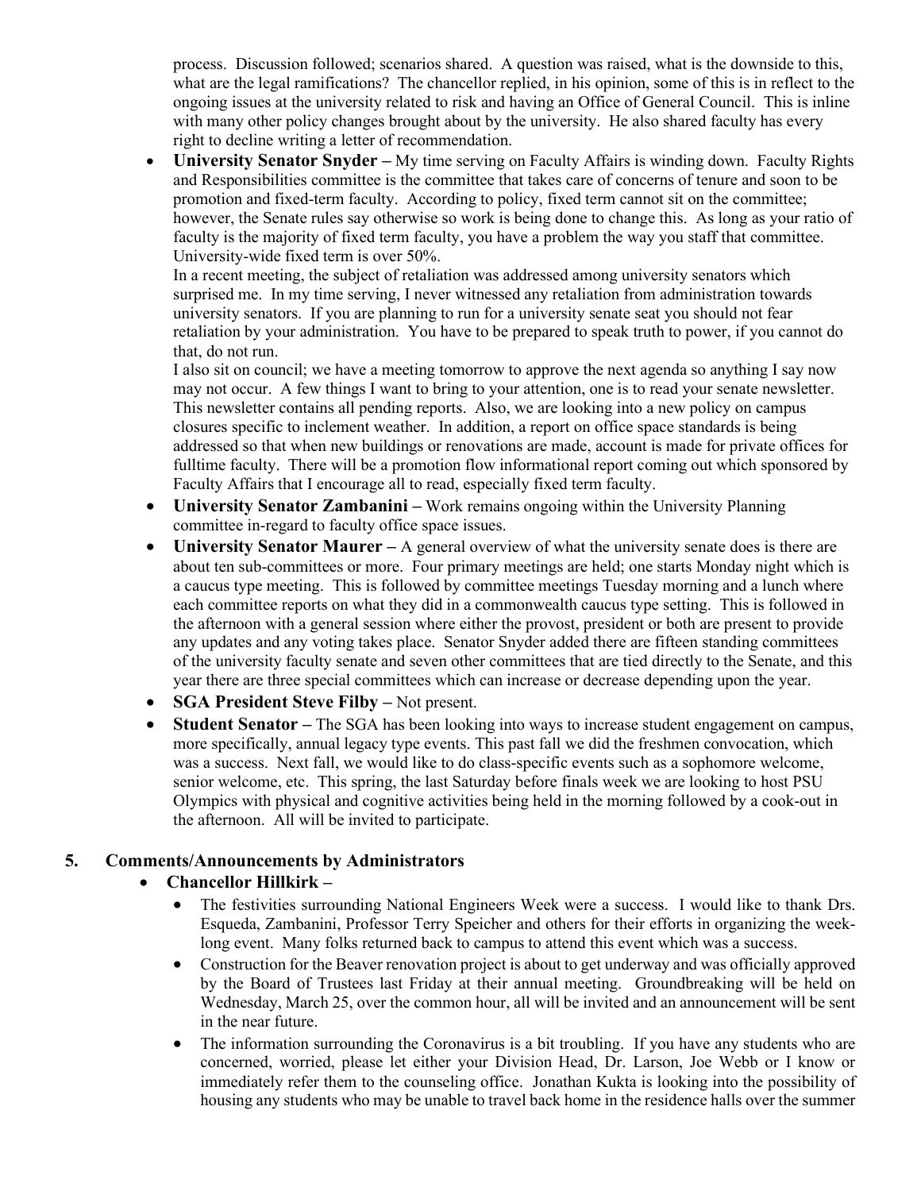process. Discussion followed; scenarios shared. A question was raised, what is the downside to this, what are the legal ramifications? The chancellor replied, in his opinion, some of this is in reflect to the ongoing issues at the university related to risk and having an Office of General Council. This is inline with many other policy changes brought about by the university. He also shared faculty has every right to decline writing a letter of recommendation.

- **University Senator Snyder –** My time serving on Faculty Affairs is winding down. Faculty Rights and Responsibilities committee is the committee that takes care of concerns of tenure and soon to be promotion and fixed-term faculty. According to policy, fixed term cannot sit on the committee; however, the Senate rules say otherwise so work is being done to change this. As long as your ratio of faculty is the majority of fixed term faculty, you have a problem the way you staff that committee. University-wide fixed term is over 50%.

  In a recent meeting, the subject of retaliation was addressed among university senators which surprised me. In my time serving, I never witnessed any retaliation from administration towards university senators. If you are planning to run for a university senate seat you should not fear retaliation by your administration. You have to be prepared to speak truth to power, if you cannot do that, do not run.

  I also sit on council; we have a meeting tomorrow to approve the next agenda so anything I say now may not occur. A few things I want to bring to your attention, one is to read your senate newsletter. This newsletter contains all pending reports. Also, we are looking into a new policy on campus closures specific to inclement weather. In addition, a report on office space standards is being addressed so that when new buildings or renovations are made, account is made for private offices for fulltime faculty. There will be a promotion flow informational report coming out which sponsored by Faculty Affairs that I encourage all to read, especially fixed term faculty.
- **University Senator Zambanini –** Work remains ongoing within the University Planning committee in-regard to faculty office space issues.
- **University Senator Maurer –** A general overview of what the university senate does is there are about ten sub-committees or more. Four primary meetings are held; one starts Monday night which is a caucus type meeting. This is followed by committee meetings Tuesday morning and a lunch where each committee reports on what they did in a commonwealth caucus type setting. This is followed in the afternoon with a general session where either the provost, president or both are present to provide any updates and any voting takes place. Senator Snyder added there are fifteen standing committees of the university faculty senate and seven other committees that are tied directly to the Senate, and this year there are three special committees which can increase or decrease depending upon the year.
- **SGA President Steve Filby –** Not present.
- **Student Senator –** The SGA has been looking into ways to increase student engagement on campus, more specifically, annual legacy type events. This past fall we did the freshmen convocation, which was a success. Next fall, we would like to do class-specific events such as a sophomore welcome, senior welcome, etc. This spring, the last Saturday before finals week we are looking to host PSU Olympics with physical and cognitive activities being held in the morning followed by a cook-out in the afternoon. All will be invited to participate.

## 5. Comments/Announcements by Administrators

- **Chancellor Hillkirk –**
  - The festivities surrounding National Engineers Week were a success. I would like to thank Drs. Esqueda, Zambanini, Professor Terry Speicher and others for their efforts in organizing the week-long event. Many folks returned back to campus to attend this event which was a success.
  - Construction for the Beaver renovation project is about to get underway and was officially approved by the Board of Trustees last Friday at their annual meeting. Groundbreaking will be held on Wednesday, March 25, over the common hour, all will be invited and an announcement will be sent in the near future.
  - The information surrounding the Coronavirus is a bit troubling. If you have any students who are concerned, worried, please let either your Division Head, Dr. Larson, Joe Webb or I know or immediately refer them to the counseling office. Jonathan Kukta is looking into the possibility of housing any students who may be unable to travel back home in the residence halls over the summer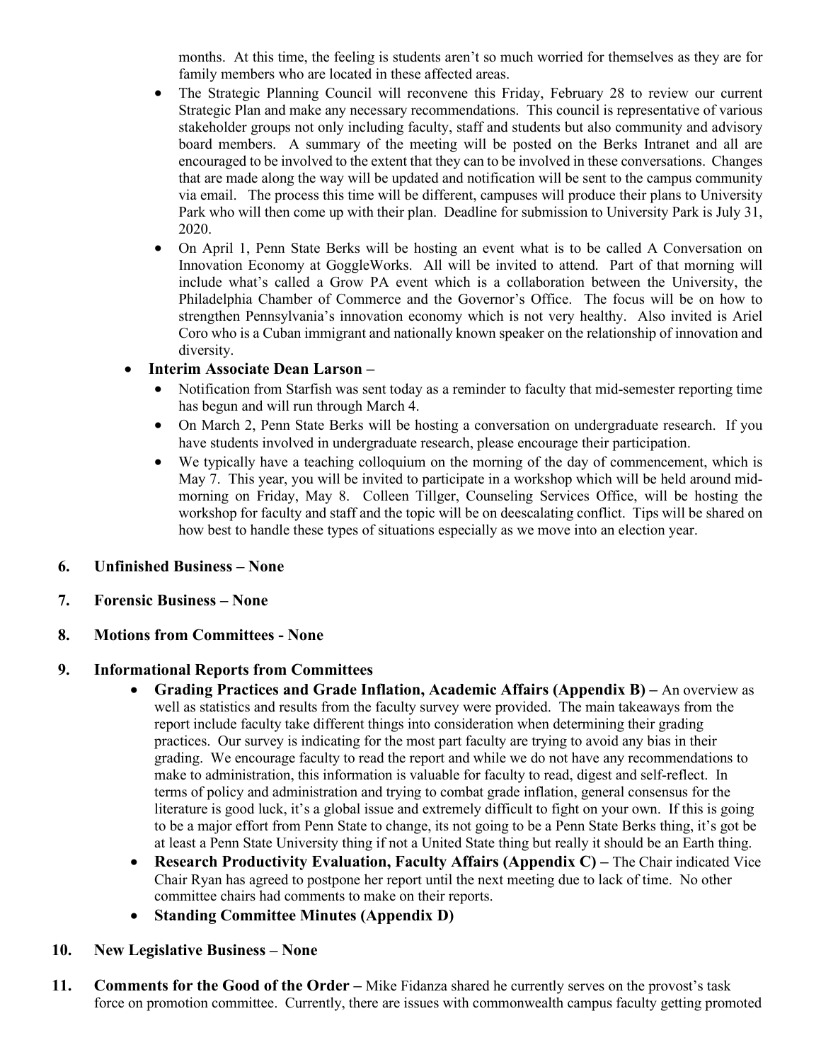months. At this time, the feeling is students aren't so much worried for themselves as they are for family members who are located in these affected areas.

- The Strategic Planning Council will reconvene this Friday, February 28 to review our current Strategic Plan and make any necessary recommendations. This council is representative of various stakeholder groups not only including faculty, staff and students but also community and advisory board members. A summary of the meeting will be posted on the Berks Intranet and all are encouraged to be involved to the extent that they can to be involved in these conversations. Changes that are made along the way will be updated and notification will be sent to the campus community via email. The process this time will be different, campuses will produce their plans to University Park who will then come up with their plan. Deadline for submission to University Park is July 31, 2020.
- On April 1, Penn State Berks will be hosting an event what is to be called A Conversation on Innovation Economy at GoggleWorks. All will be invited to attend. Part of that morning will include what's called a Grow PA event which is a collaboration between the University, the Philadelphia Chamber of Commerce and the Governor's Office. The focus will be on how to strengthen Pennsylvania's innovation economy which is not very healthy. Also invited is Ariel Coro who is a Cuban immigrant and nationally known speaker on the relationship of innovation and diversity.

- **Interim Associate Dean Larson –**
  - Notification from Starfish was sent today as a reminder to faculty that mid-semester reporting time has begun and will run through March 4.
  - On March 2, Penn State Berks will be hosting a conversation on undergraduate research. If you have students involved in undergraduate research, please encourage their participation.
  - We typically have a teaching colloquium on the morning of the day of commencement, which is May 7. This year, you will be invited to participate in a workshop which will be held around mid-morning on Friday, May 8. Colleen Tillger, Counseling Services Office, will be hosting the workshop for faculty and staff and the topic will be on deescalating conflict. Tips will be shared on how best to handle these types of situations especially as we move into an election year.

**6. Unfinished Business – None**

**7. Forensic Business – None**

**8. Motions from Committees - None**

**9. Informational Reports from Committees**

- **Grading Practices and Grade Inflation, Academic Affairs (Appendix B) –** An overview as well as statistics and results from the faculty survey were provided. The main takeaways from the report include faculty take different things into consideration when determining their grading practices. Our survey is indicating for the most part faculty are trying to avoid any bias in their grading. We encourage faculty to read the report and while we do not have any recommendations to make to administration, this information is valuable for faculty to read, digest and self-reflect. In terms of policy and administration and trying to combat grade inflation, general consensus for the literature is good luck, it's a global issue and extremely difficult to fight on your own. If this is going to be a major effort from Penn State to change, its not going to be a Penn State Berks thing, it's got be at least a Penn State University thing if not a United State thing but really it should be an Earth thing.
- **Research Productivity Evaluation, Faculty Affairs (Appendix C) –** The Chair indicated Vice Chair Ryan has agreed to postpone her report until the next meeting due to lack of time. No other committee chairs had comments to make on their reports.
- **Standing Committee Minutes (Appendix D)**

**10. New Legislative Business – None**

**11. Comments for the Good of the Order –** Mike Fidanza shared he currently serves on the provost's task force on promotion committee. Currently, there are issues with commonwealth campus faculty getting promoted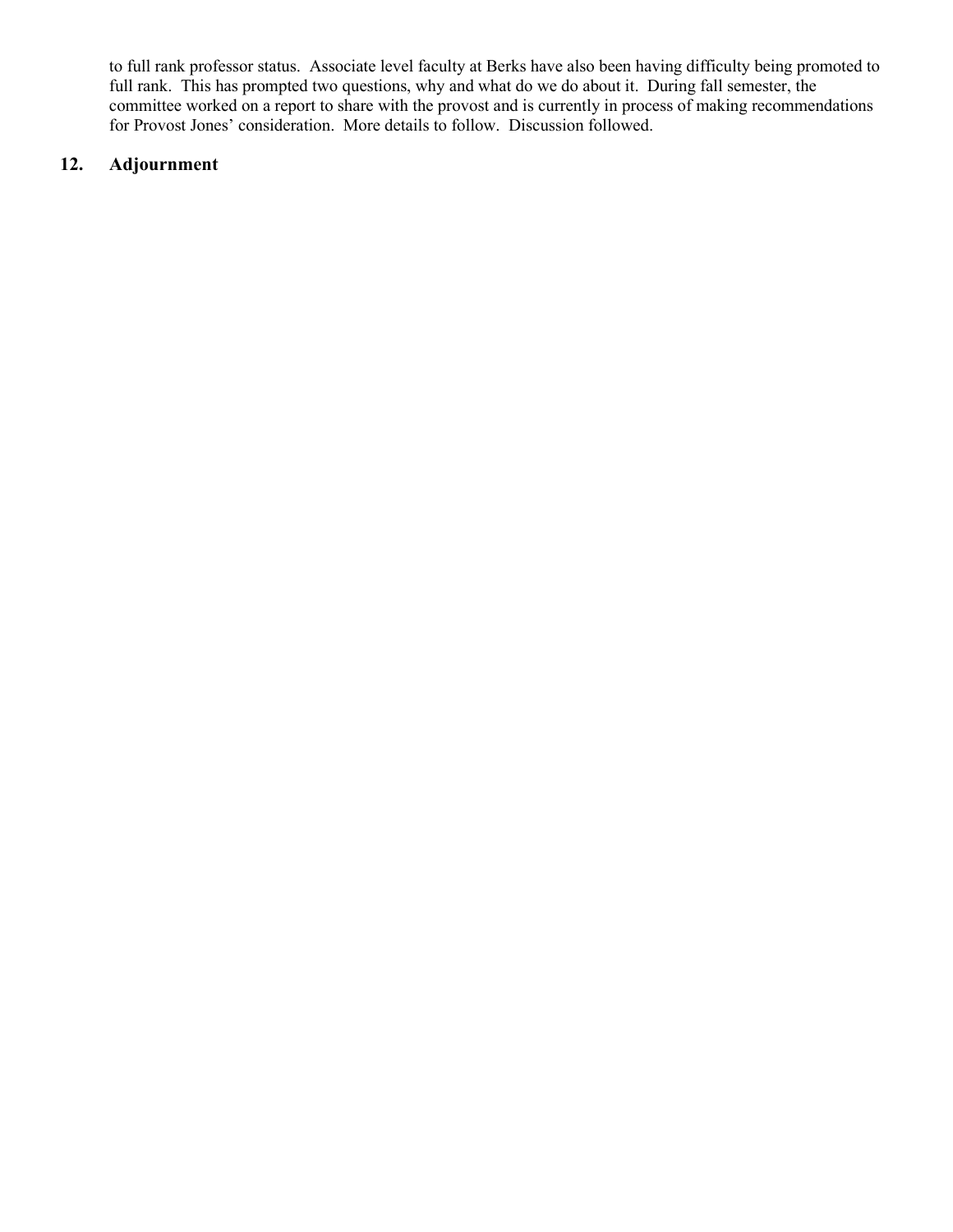to full rank professor status. Associate level faculty at Berks have also been having difficulty being promoted to full rank. This has prompted two questions, why and what do we do about it. During fall semester, the committee worked on a report to share with the provost and is currently in process of making recommendations for Provost Jones' consideration. More details to follow. Discussion followed.

## 12. Adjournment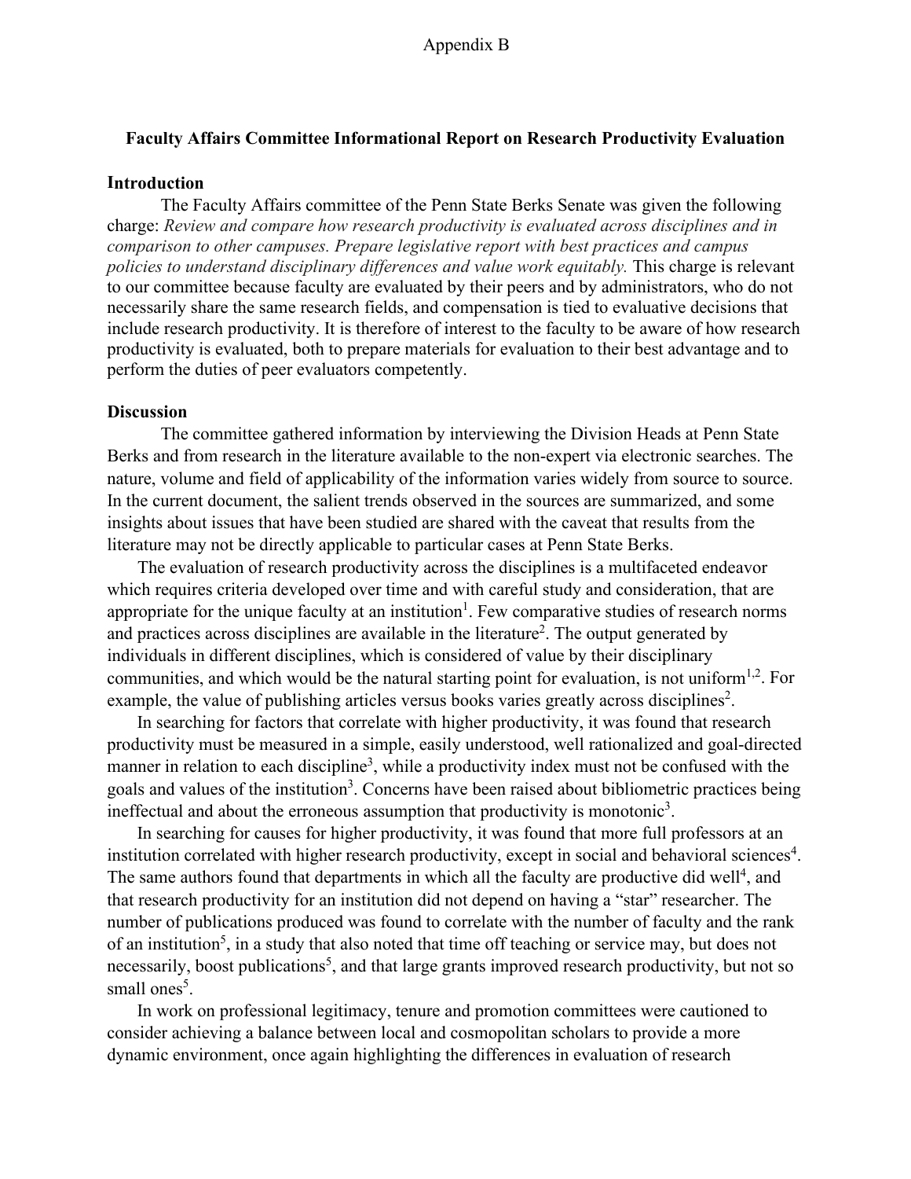Appendix B

### Faculty Affairs Committee Informational Report on Research Productivity Evaluation

**Introduction**

The Faculty Affairs committee of the Penn State Berks Senate was given the following charge: *Review and compare how research productivity is evaluated across disciplines and in comparison to other campuses. Prepare legislative report with best practices and campus policies to understand disciplinary differences and value work equitably.* This charge is relevant to our committee because faculty are evaluated by their peers and by administrators, who do not necessarily share the same research fields, and compensation is tied to evaluative decisions that include research productivity. It is therefore of interest to the faculty to be aware of how research productivity is evaluated, both to prepare materials for evaluation to their best advantage and to perform the duties of peer evaluators competently.

**Discussion**

The committee gathered information by interviewing the Division Heads at Penn State Berks and from research in the literature available to the non-expert via electronic searches. The nature, volume and field of applicability of the information varies widely from source to source. In the current document, the salient trends observed in the sources are summarized, and some insights about issues that have been studied are shared with the caveat that results from the literature may not be directly applicable to particular cases at Penn State Berks.

The evaluation of research productivity across the disciplines is a multifaceted endeavor which requires criteria developed over time and with careful study and consideration, that are appropriate for the unique faculty at an institution[1]. Few comparative studies of research norms and practices across disciplines are available in the literature[2]. The output generated by individuals in different disciplines, which is considered of value by their disciplinary communities, and which would be the natural starting point for evaluation, is not uniform[1,2]. For example, the value of publishing articles versus books varies greatly across disciplines[2].

In searching for factors that correlate with higher productivity, it was found that research productivity must be measured in a simple, easily understood, well rationalized and goal-directed manner in relation to each discipline[3], while a productivity index must not be confused with the goals and values of the institution[3]. Concerns have been raised about bibliometric practices being ineffectual and about the erroneous assumption that productivity is monotonic[3].

In searching for causes for higher productivity, it was found that more full professors at an institution correlated with higher research productivity, except in social and behavioral sciences[4]. The same authors found that departments in which all the faculty are productive did well[4], and that research productivity for an institution did not depend on having a "star" researcher. The number of publications produced was found to correlate with the number of faculty and the rank of an institution[5], in a study that also noted that time off teaching or service may, but does not necessarily, boost publications[5], and that large grants improved research productivity, but not so small ones[5].

In work on professional legitimacy, tenure and promotion committees were cautioned to consider achieving a balance between local and cosmopolitan scholars to provide a more dynamic environment, once again highlighting the differences in evaluation of research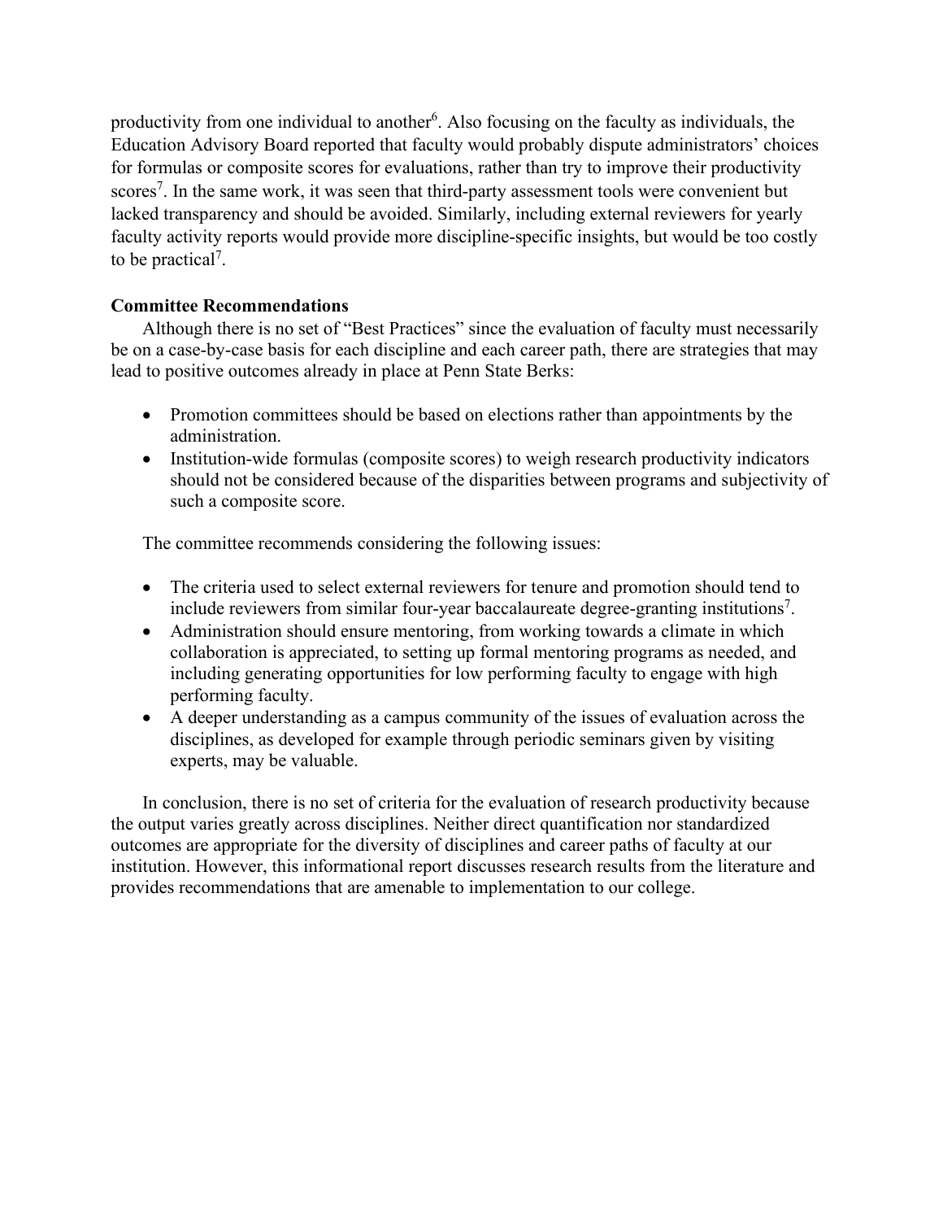productivity from one individual to another[6]. Also focusing on the faculty as individuals, the Education Advisory Board reported that faculty would probably dispute administrators' choices for formulas or composite scores for evaluations, rather than try to improve their productivity scores[7]. In the same work, it was seen that third-party assessment tools were convenient but lacked transparency and should be avoided. Similarly, including external reviewers for yearly faculty activity reports would provide more discipline-specific insights, but would be too costly to be practical[7].

**Committee Recommendations**

Although there is no set of "Best Practices" since the evaluation of faculty must necessarily be on a case-by-case basis for each discipline and each career path, there are strategies that may lead to positive outcomes already in place at Penn State Berks:

- Promotion committees should be based on elections rather than appointments by the administration.
- Institution-wide formulas (composite scores) to weigh research productivity indicators should not be considered because of the disparities between programs and subjectivity of such a composite score.

The committee recommends considering the following issues:

- The criteria used to select external reviewers for tenure and promotion should tend to include reviewers from similar four-year baccalaureate degree-granting institutions[7].
- Administration should ensure mentoring, from working towards a climate in which collaboration is appreciated, to setting up formal mentoring programs as needed, and including generating opportunities for low performing faculty to engage with high performing faculty.
- A deeper understanding as a campus community of the issues of evaluation across the disciplines, as developed for example through periodic seminars given by visiting experts, may be valuable.

In conclusion, there is no set of criteria for the evaluation of research productivity because the output varies greatly across disciplines. Neither direct quantification nor standardized outcomes are appropriate for the diversity of disciplines and career paths of faculty at our institution. However, this informational report discusses research results from the literature and provides recommendations that are amenable to implementation to our college.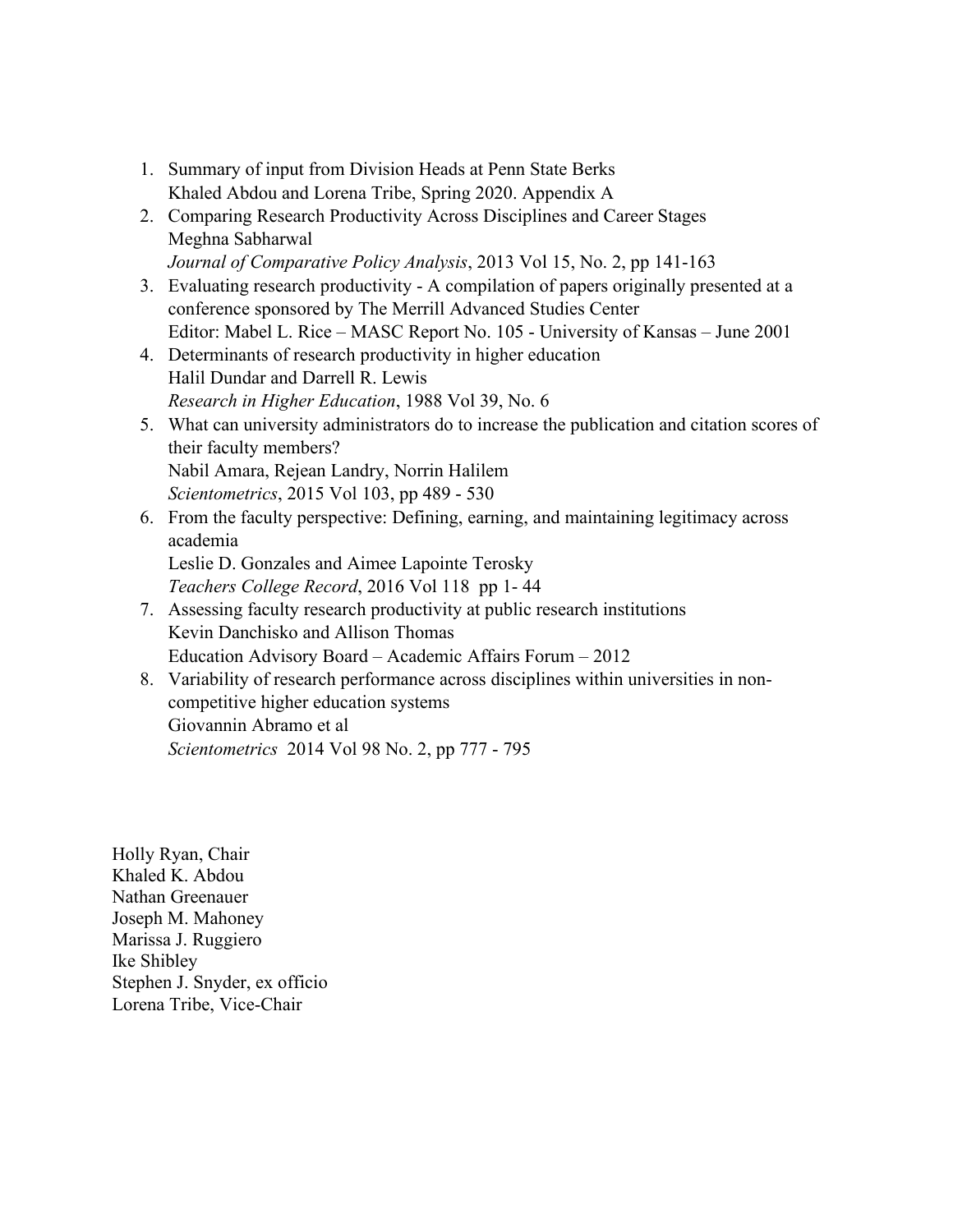1. Summary of input from Division Heads at Penn State Berks
   Khaled Abdou and Lorena Tribe, Spring 2020. Appendix A
2. Comparing Research Productivity Across Disciplines and Career Stages
   Meghna Sabharwal
   *Journal of Comparative Policy Analysis*, 2013 Vol 15, No. 2, pp 141-163
3. Evaluating research productivity - A compilation of papers originally presented at a conference sponsored by The Merrill Advanced Studies Center
   Editor: Mabel L. Rice – MASC Report No. 105 - University of Kansas – June 2001
4. Determinants of research productivity in higher education
   Halil Dundar and Darrell R. Lewis
   *Research in Higher Education*, 1988 Vol 39, No. 6
5. What can university administrators do to increase the publication and citation scores of their faculty members?
   Nabil Amara, Rejean Landry, Norrin Halilem
   *Scientometrics*, 2015 Vol 103, pp 489 - 530
6. From the faculty perspective: Defining, earning, and maintaining legitimacy across academia
   Leslie D. Gonzales and Aimee Lapointe Terosky
   *Teachers College Record*, 2016 Vol 118 pp 1- 44
7. Assessing faculty research productivity at public research institutions
   Kevin Danchisko and Allison Thomas
   Education Advisory Board – Academic Affairs Forum – 2012
8. Variability of research performance across disciplines within universities in non-competitive higher education systems
   Giovannin Abramo et al
   *Scientometrics* 2014 Vol 98 No. 2, pp 777 - 795

Holly Ryan, Chair
Khaled K. Abdou
Nathan Greenauer
Joseph M. Mahoney
Marissa J. Ruggiero
Ike Shibley
Stephen J. Snyder, ex officio
Lorena Tribe, Vice-Chair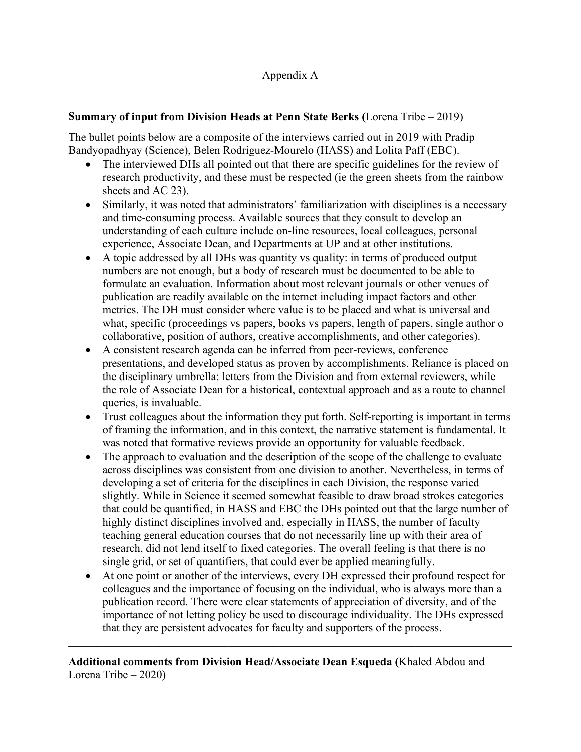Appendix A

**Summary of input from Division Heads at Penn State Berks (**Lorena Tribe – 2019)

The bullet points below are a composite of the interviews carried out in 2019 with Pradip Bandyopadhyay (Science), Belen Rodriguez-Mourelo (HASS) and Lolita Paff (EBC).

- The interviewed DHs all pointed out that there are specific guidelines for the review of research productivity, and these must be respected (ie the green sheets from the rainbow sheets and AC 23).
- Similarly, it was noted that administrators' familiarization with disciplines is a necessary and time-consuming process. Available sources that they consult to develop an understanding of each culture include on-line resources, local colleagues, personal experience, Associate Dean, and Departments at UP and at other institutions.
- A topic addressed by all DHs was quantity vs quality: in terms of produced output numbers are not enough, but a body of research must be documented to be able to formulate an evaluation. Information about most relevant journals or other venues of publication are readily available on the internet including impact factors and other metrics. The DH must consider where value is to be placed and what is universal and what, specific (proceedings vs papers, books vs papers, length of papers, single author o collaborative, position of authors, creative accomplishments, and other categories).
- A consistent research agenda can be inferred from peer-reviews, conference presentations, and developed status as proven by accomplishments. Reliance is placed on the disciplinary umbrella: letters from the Division and from external reviewers, while the role of Associate Dean for a historical, contextual approach and as a route to channel queries, is invaluable.
- Trust colleagues about the information they put forth. Self-reporting is important in terms of framing the information, and in this context, the narrative statement is fundamental. It was noted that formative reviews provide an opportunity for valuable feedback.
- The approach to evaluation and the description of the scope of the challenge to evaluate across disciplines was consistent from one division to another. Nevertheless, in terms of developing a set of criteria for the disciplines in each Division, the response varied slightly. While in Science it seemed somewhat feasible to draw broad strokes categories that could be quantified, in HASS and EBC the DHs pointed out that the large number of highly distinct disciplines involved and, especially in HASS, the number of faculty teaching general education courses that do not necessarily line up with their area of research, did not lend itself to fixed categories. The overall feeling is that there is no single grid, or set of quantifiers, that could ever be applied meaningfully.
- At one point or another of the interviews, every DH expressed their profound respect for colleagues and the importance of focusing on the individual, who is always more than a publication record. There were clear statements of appreciation of diversity, and of the importance of not letting policy be used to discourage individuality. The DHs expressed that they are persistent advocates for faculty and supporters of the process.

---

**Additional comments from Division Head/Associate Dean Esqueda (**Khaled Abdou and Lorena Tribe – 2020)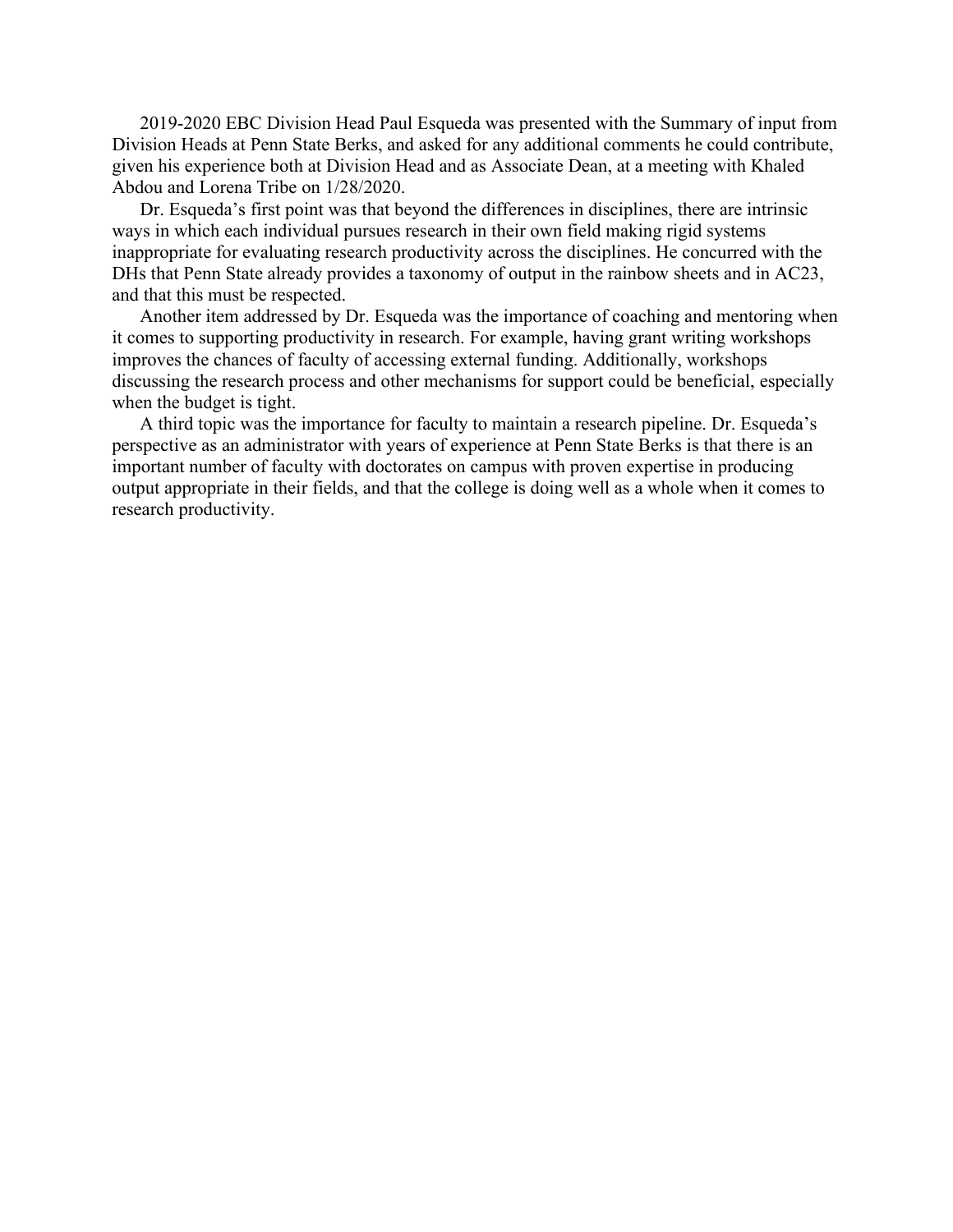2019-2020 EBC Division Head Paul Esqueda was presented with the Summary of input from Division Heads at Penn State Berks, and asked for any additional comments he could contribute, given his experience both at Division Head and as Associate Dean, at a meeting with Khaled Abdou and Lorena Tribe on 1/28/2020.

Dr. Esqueda's first point was that beyond the differences in disciplines, there are intrinsic ways in which each individual pursues research in their own field making rigid systems inappropriate for evaluating research productivity across the disciplines. He concurred with the DHs that Penn State already provides a taxonomy of output in the rainbow sheets and in AC23, and that this must be respected.

Another item addressed by Dr. Esqueda was the importance of coaching and mentoring when it comes to supporting productivity in research. For example, having grant writing workshops improves the chances of faculty of accessing external funding. Additionally, workshops discussing the research process and other mechanisms for support could be beneficial, especially when the budget is tight.

A third topic was the importance for faculty to maintain a research pipeline. Dr. Esqueda's perspective as an administrator with years of experience at Penn State Berks is that there is an important number of faculty with doctorates on campus with proven expertise in producing output appropriate in their fields, and that the college is doing well as a whole when it comes to research productivity.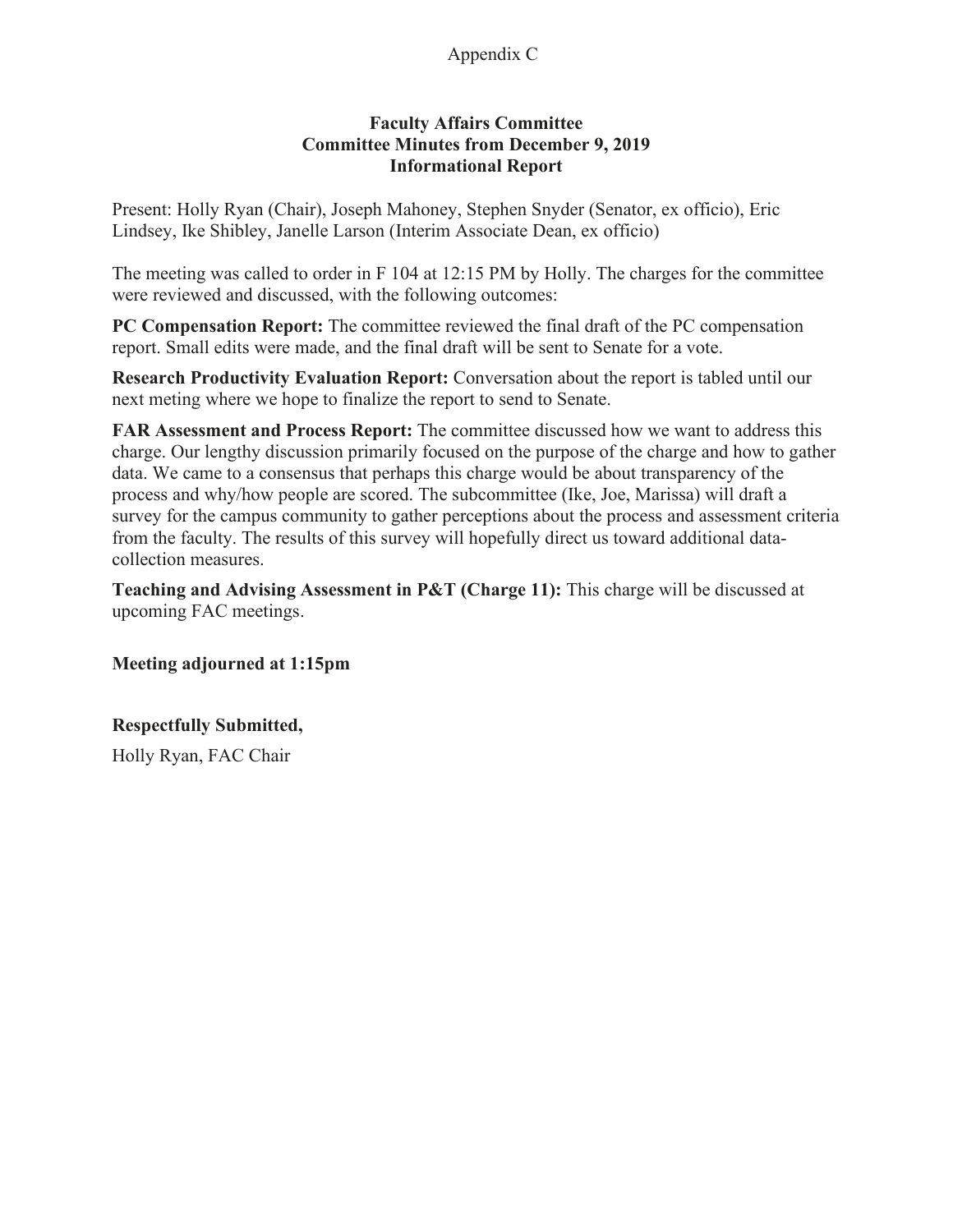Appendix C

## Faculty Affairs Committee
## Committee Minutes from December 9, 2019
## Informational Report

Present: Holly Ryan (Chair), Joseph Mahoney, Stephen Snyder (Senator, ex officio), Eric Lindsey, Ike Shibley, Janelle Larson (Interim Associate Dean, ex officio)

The meeting was called to order in F 104 at 12:15 PM by Holly. The charges for the committee were reviewed and discussed, with the following outcomes:

**PC Compensation Report:** The committee reviewed the final draft of the PC compensation report. Small edits were made, and the final draft will be sent to Senate for a vote.

**Research Productivity Evaluation Report:** Conversation about the report is tabled until our next meting where we hope to finalize the report to send to Senate.

**FAR Assessment and Process Report:** The committee discussed how we want to address this charge. Our lengthy discussion primarily focused on the purpose of the charge and how to gather data. We came to a consensus that perhaps this charge would be about transparency of the process and why/how people are scored. The subcommittee (Ike, Joe, Marissa) will draft a survey for the campus community to gather perceptions about the process and assessment criteria from the faculty. The results of this survey will hopefully direct us toward additional data-collection measures.

**Teaching and Advising Assessment in P&T (Charge 11):** This charge will be discussed at upcoming FAC meetings.

**Meeting adjourned at 1:15pm**

**Respectfully Submitted,**

Holly Ryan, FAC Chair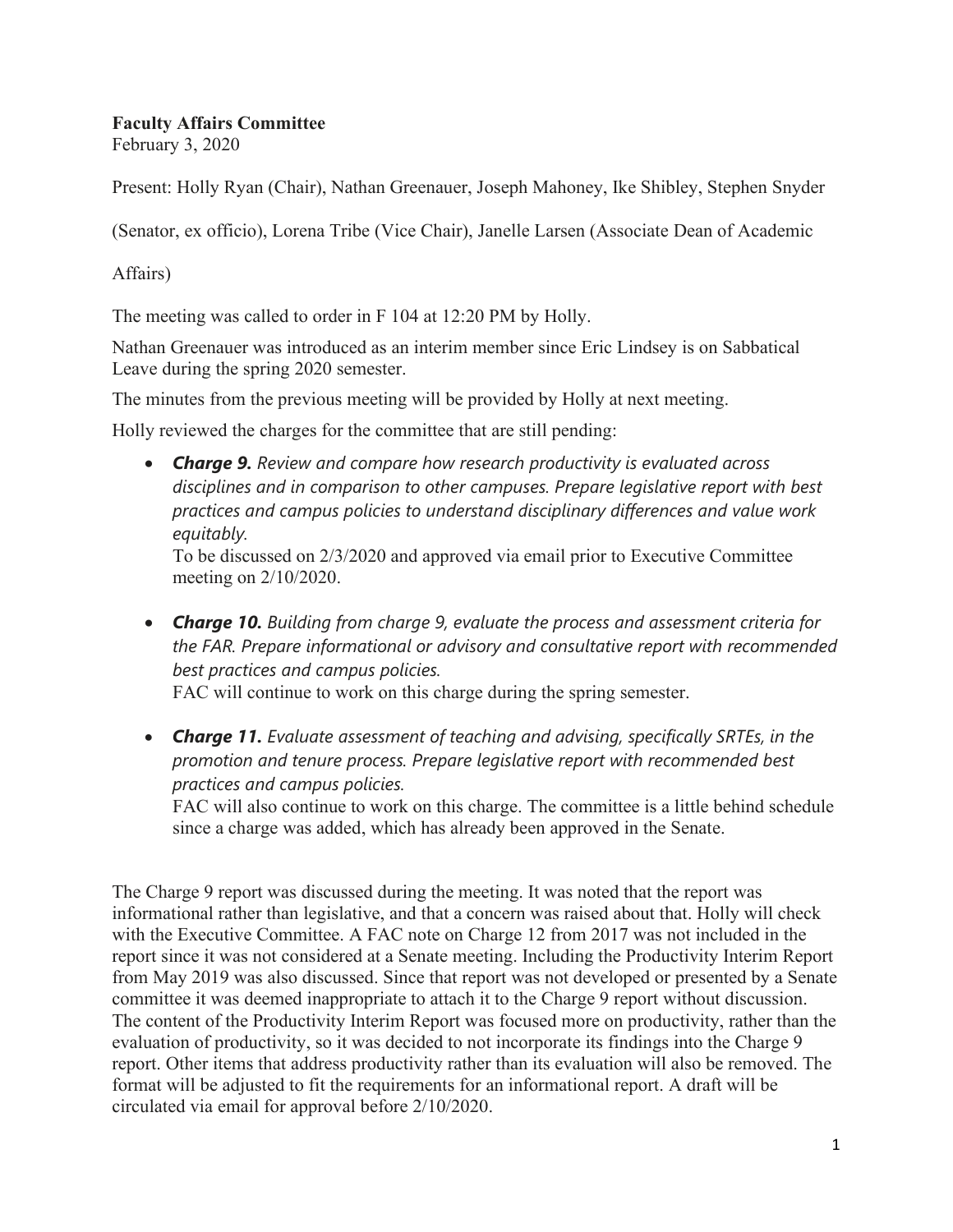**Faculty Affairs Committee**
February 3, 2020

Present: Holly Ryan (Chair), Nathan Greenauer, Joseph Mahoney, Ike Shibley, Stephen Snyder (Senator, ex officio), Lorena Tribe (Vice Chair), Janelle Larsen (Associate Dean of Academic Affairs)

The meeting was called to order in F 104 at 12:20 PM by Holly.

Nathan Greenauer was introduced as an interim member since Eric Lindsey is on Sabbatical Leave during the spring 2020 semester.

The minutes from the previous meeting will be provided by Holly at next meeting.

Holly reviewed the charges for the committee that are still pending:

- ***Charge 9.*** *Review and compare how research productivity is evaluated across disciplines and in comparison to other campuses. Prepare legislative report with best practices and campus policies to understand disciplinary differences and value work equitably.*
  To be discussed on 2/3/2020 and approved via email prior to Executive Committee meeting on 2/10/2020.

- ***Charge 10.*** *Building from charge 9, evaluate the process and assessment criteria for the FAR. Prepare informational or advisory and consultative report with recommended best practices and campus policies.*
  FAC will continue to work on this charge during the spring semester.

- ***Charge 11.*** *Evaluate assessment of teaching and advising, specifically SRTEs, in the promotion and tenure process. Prepare legislative report with recommended best practices and campus policies.*
  FAC will also continue to work on this charge. The committee is a little behind schedule since a charge was added, which has already been approved in the Senate.

The Charge 9 report was discussed during the meeting. It was noted that the report was informational rather than legislative, and that a concern was raised about that. Holly will check with the Executive Committee. A FAC note on Charge 12 from 2017 was not included in the report since it was not considered at a Senate meeting. Including the Productivity Interim Report from May 2019 was also discussed. Since that report was not developed or presented by a Senate committee it was deemed inappropriate to attach it to the Charge 9 report without discussion. The content of the Productivity Interim Report was focused more on productivity, rather than the evaluation of productivity, so it was decided to not incorporate its findings into the Charge 9 report. Other items that address productivity rather than its evaluation will also be removed. The format will be adjusted to fit the requirements for an informational report. A draft will be circulated via email for approval before 2/10/2020.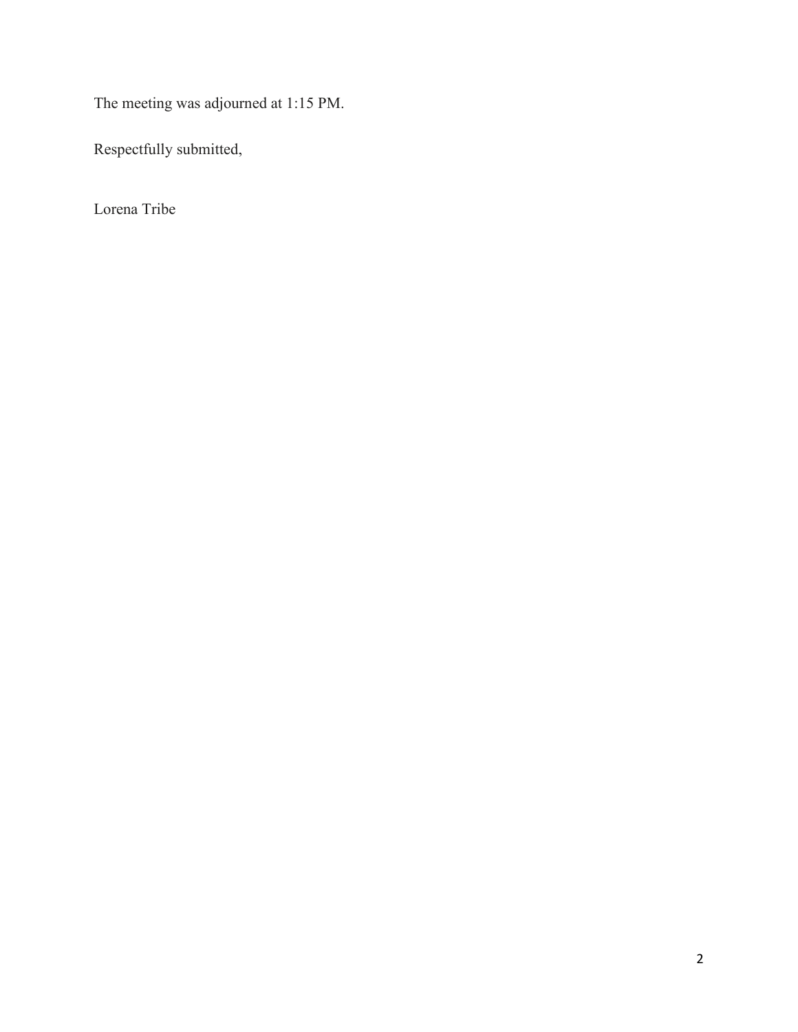The meeting was adjourned at 1:15 PM.

Respectfully submitted,

Lorena Tribe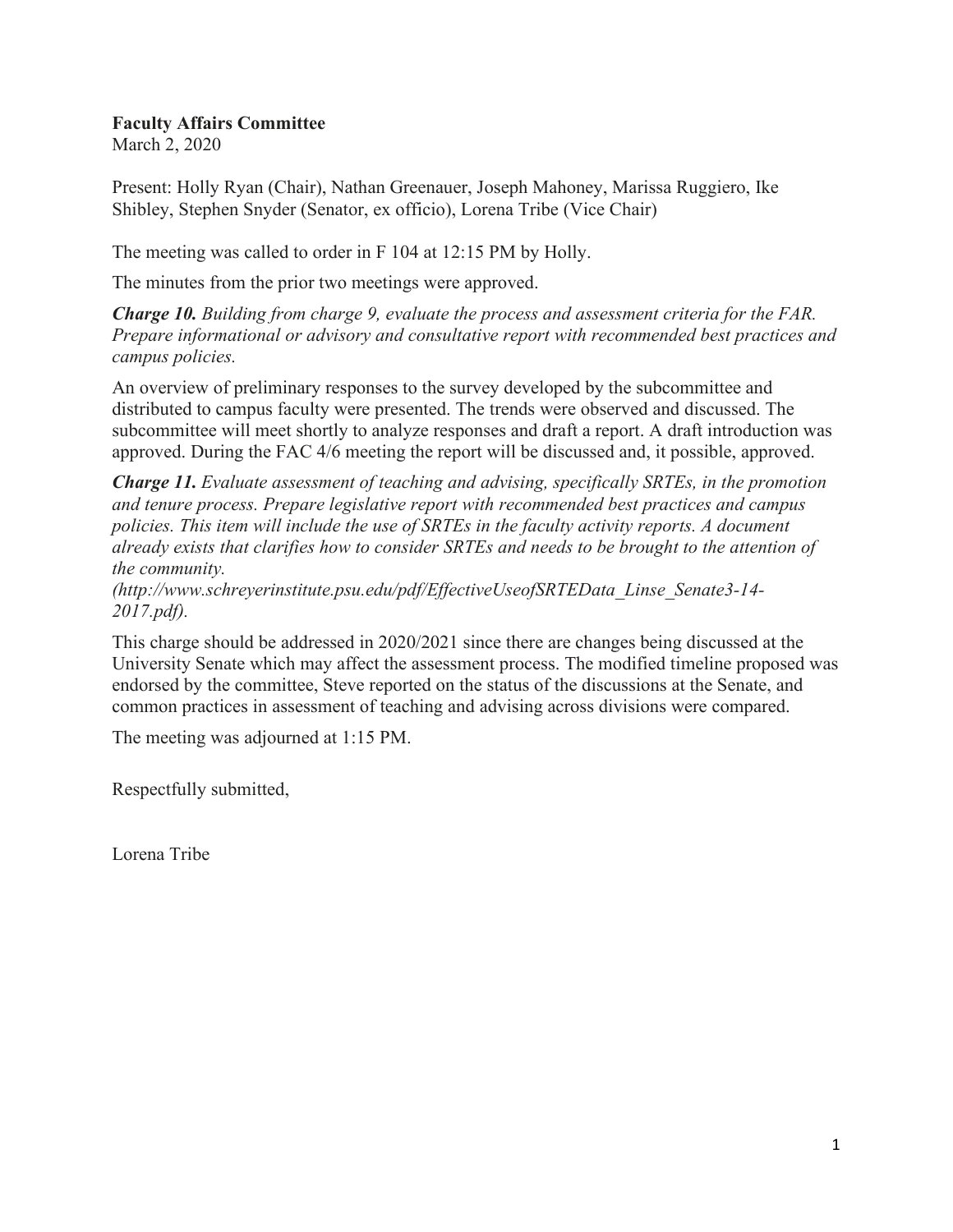**Faculty Affairs Committee**
March 2, 2020

Present: Holly Ryan (Chair), Nathan Greenauer, Joseph Mahoney, Marissa Ruggiero, Ike Shibley, Stephen Snyder (Senator, ex officio), Lorena Tribe (Vice Chair)

The meeting was called to order in F 104 at 12:15 PM by Holly.

The minutes from the prior two meetings were approved.

***Charge 10.*** *Building from charge 9, evaluate the process and assessment criteria for the FAR. Prepare informational or advisory and consultative report with recommended best practices and campus policies.*

An overview of preliminary responses to the survey developed by the subcommittee and distributed to campus faculty were presented. The trends were observed and discussed. The subcommittee will meet shortly to analyze responses and draft a report. A draft introduction was approved. During the FAC 4/6 meeting the report will be discussed and, it possible, approved.

***Charge 11.*** *Evaluate assessment of teaching and advising, specifically SRTEs, in the promotion and tenure process. Prepare legislative report with recommended best practices and campus policies. This item will include the use of SRTEs in the faculty activity reports. A document already exists that clarifies how to consider SRTEs and needs to be brought to the attention of the community.*
*(http://www.schreyerinstitute.psu.edu/pdf/EffectiveUseofSRTEData_Linse_Senate3-14-2017.pdf).*

This charge should be addressed in 2020/2021 since there are changes being discussed at the University Senate which may affect the assessment process. The modified timeline proposed was endorsed by the committee, Steve reported on the status of the discussions at the Senate, and common practices in assessment of teaching and advising across divisions were compared.

The meeting was adjourned at 1:15 PM.

Respectfully submitted,

Lorena Tribe